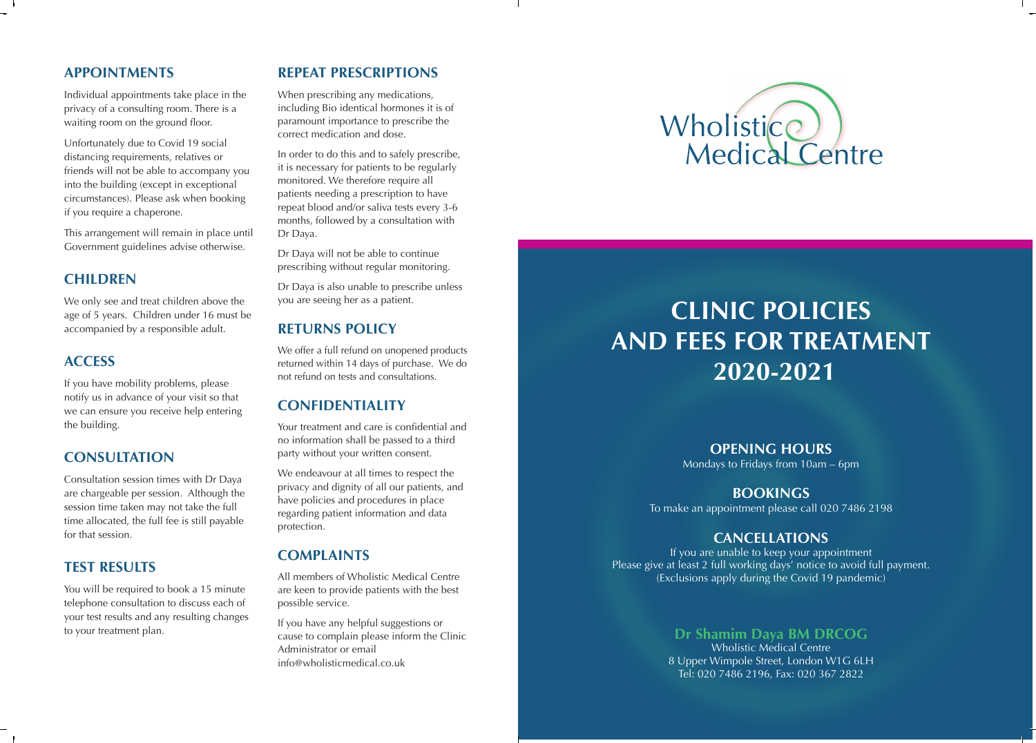## APPOINTMENTS

Individual appointments take place in the privacy of a consulting room. There is a waiting room on the ground floor.

Unfortunately due to Covid 19 social distancing requirements, relatives or friends will not be able to accompany you into the building (except in exceptional circumstances). Please ask when booking if you require a chaperone.

This arrangement will remain in place until Government guidelines advise otherwise.

## CHILDREN

We only see and treat children above the age of 5 years. Children under 16 must be accompanied by a responsible adult.

## ACCESS

If you have mobility problems, please notify us in advance of your visit so that we can ensure you receive help entering the building.

## CONSULTATION

Consultation session times with Dr Daya are chargeable per session. Although the session time taken may not take the full time allocated, the full fee is still payable for that session.

## TEST RESULTS

You will be required to book a 15 minute telephone consultation to discuss each of your test results and any resulting changes to your treatment plan.

## REPEAT PRESCRIPTIONS

When prescribing any medications, including Bio identical hormones it is of paramount importance to prescribe the correct medication and dose.

In order to do this and to safely prescribe, it is necessary for patients to be regularly monitored. We therefore require all patients needing a prescription to have repeat blood and/or saliva tests every 3-6 months, followed by a consultation with Dr Daya.

Dr Daya will not be able to continue prescribing without regular monitoring.

Dr Daya is also unable to prescribe unless you are seeing her as a patient.

## RETURNS POLICY

We offer a full refund on unopened products returned within 14 days of purchase. We do not refund on tests and consultations.

## CONFIDENTIALITY

Your treatment and care is confidential and no information shall be passed to a third party without your written consent.

We endeavour at all times to respect the privacy and dignity of all our patients, and have policies and procedures in place regarding patient information and data protection.

## COMPLAINTS

All members of Wholistic Medical Centre are keen to provide patients with the best possible service.

If you have any helpful suggestions or cause to complain please inform the Clinic Administrator or email info@wholisticmedical.co.uk

Wholistic Medical Centre

# CLINIC POLICIES AND FEES FOR TREATMENT 2020-2021

## OPENING HOURS

Mondays to Fridays from 10am – 6pm

## BOOKINGS

To make an appointment please call 020 7486 2198

## CANCELLATIONS

If you are unable to keep your appointment
Please give at least 2 full working days' notice to avoid full payment.
(Exclusions apply during the Covid 19 pandemic)

**Dr Shamim Daya BM DRCOG**
Wholistic Medical Centre
8 Upper Wimpole Street, London W1G 6LH
Tel: 020 7486 2196, Fax: 020 367 2822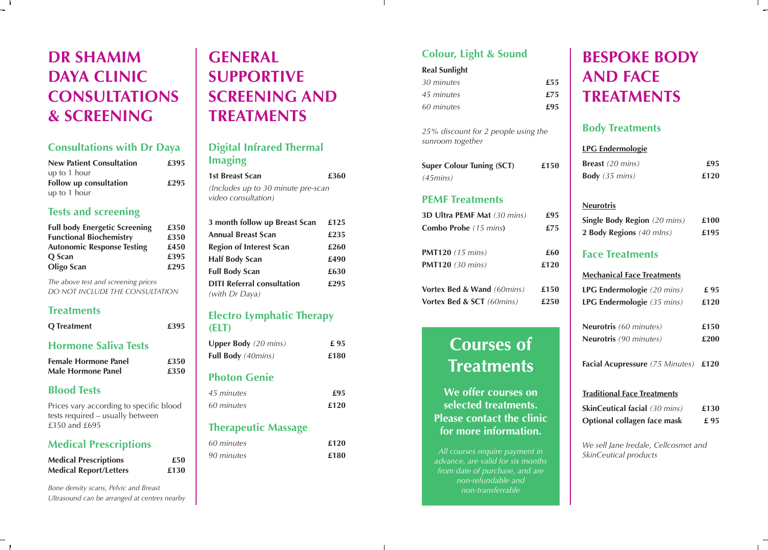# DR SHAMIM DAYA CLINIC CONSULTATIONS & SCREENING

## Consultations with Dr Daya

| | |
|---|---|
| **New Patient Consultation** up to 1 hour | **£395** |
| **Follow up consultation** up to 1 hour | **£295** |

## Tests and screening

| | |
|---|---|
| **Full body Energetic Screening** | **£350** |
| **Functional Biochemistry** | **£350** |
| **Autonomic Response Testing** | **£450** |
| **Q Scan** | **£395** |
| **Oligo Scan** | **£295** |

*The above test and screening prices DO NOT INCLUDE THE CONSULTATION*

## Treatments

| | |
|---|---|
| **Q Treatment** | **£395** |

## Hormone Saliva Tests

| | |
|---|---|
| **Female Hormone Panel** | **£350** |
| **Male Hormone Panel** | **£350** |

## Blood Tests

Prices vary according to specific blood tests required – usually between £350 and £695

## Medical Prescriptions

| | |
|---|---|
| **Medical Prescriptions** | **£50** |
| **Medical Report/Letters** | **£130** |

*Bone density scans, Pelvic and Breast Ultrasound can be arranged at centres nearby*

# GENERAL SUPPORTIVE SCREENING AND TREATMENTS

## Digital Infrared Thermal Imaging

| | |
|---|---|
| **1st Breast Scan** | **£360** |

*(Includes up to 30 minute pre-scan video consultation)*

| | |
|---|---|
| **3 month follow up Breast Scan** | **£125** |
| **Annual Breast Scan** | **£235** |
| **Region of Interest Scan** | **£260** |
| **Half Body Scan** | **£490** |
| **Full Body Scan** | **£630** |
| **DITI Referral consultation** *(with Dr Daya)* | **£295** |

## Electro Lymphatic Therapy (ELT)

| | |
|---|---|
| **Upper Body** *(20 mins)* | **£ 95** |
| **Full Body** *(40mins)* | **£180** |

## Photon Genie

| | |
|---|---|
| *45 minutes* | **£95** |
| *60 minutes* | **£120** |

## Therapeutic Massage

| | |
|---|---|
| *60 minutes* | **£120** |
| *90 minutes* | **£180** |

## Colour, Light & Sound

**Real Sunlight**

| | |
|---|---|
| *30 minutes* | **£55** |
| *45 minutes* | **£75** |
| *60 minutes* | **£95** |

*25% discount for 2 people using the sunroom together*

| | |
|---|---|
| **Super Colour Tuning (SCT)** *(45mins)* | **£150** |

## PEMF Treatments

| | |
|---|---|
| **3D Ultra PEMF Mat** *(30 mins)* | **£95** |
| **Combo Probe** *(15 mins)* | **£75** |
| **PMT120** *(15 mins)* | **£60** |
| **PMT120** *(30 mins)* | **£120** |
| **Vortex Bed & Wand** *(60mins)* | **£150** |
| **Vortex Bed & SCT** *(60mins)* | **£250** |

## Courses of Treatments

**We offer courses on selected treatments. Please contact the clinic for more information.**

*All courses require payment in advance, are valid for six months from date of purchase, and are non-refundable and non-transferrable*

# BESPOKE BODY AND FACE TREATMENTS

## Body Treatments

**LPG Endermologie**

| | |
|---|---|
| **Breast** *(20 mins)* | **£95** |
| **Body** *(35 mins)* | **£120** |

**Neurotris**

| | |
|---|---|
| **Single Body Region** *(20 mins)* | **£100** |
| **2 Body Regions** *(40 mIns)* | **£195** |

## Face Treatments

**Mechanical Face Treatments**

| | |
|---|---|
| **LPG Endermologie** *(20 mins)* | **£ 95** |
| **LPG Endermologie** *(35 mins)* | **£120** |
| **Neurotris** *(60 minutes)* | **£150** |
| **Neurotris** *(90 minutes)* | **£200** |
| **Facial Acupressure** *(75 Minutes)* | **£120** |

**Traditional Face Treatments**

| | |
|---|---|
| **SkinCeutical facial** *(30 mins)* | **£130** |
| **Optional collagen face mask** | **£ 95** |

*We sell Jane Iredale, Cellcosmet and SkinCeutical products*